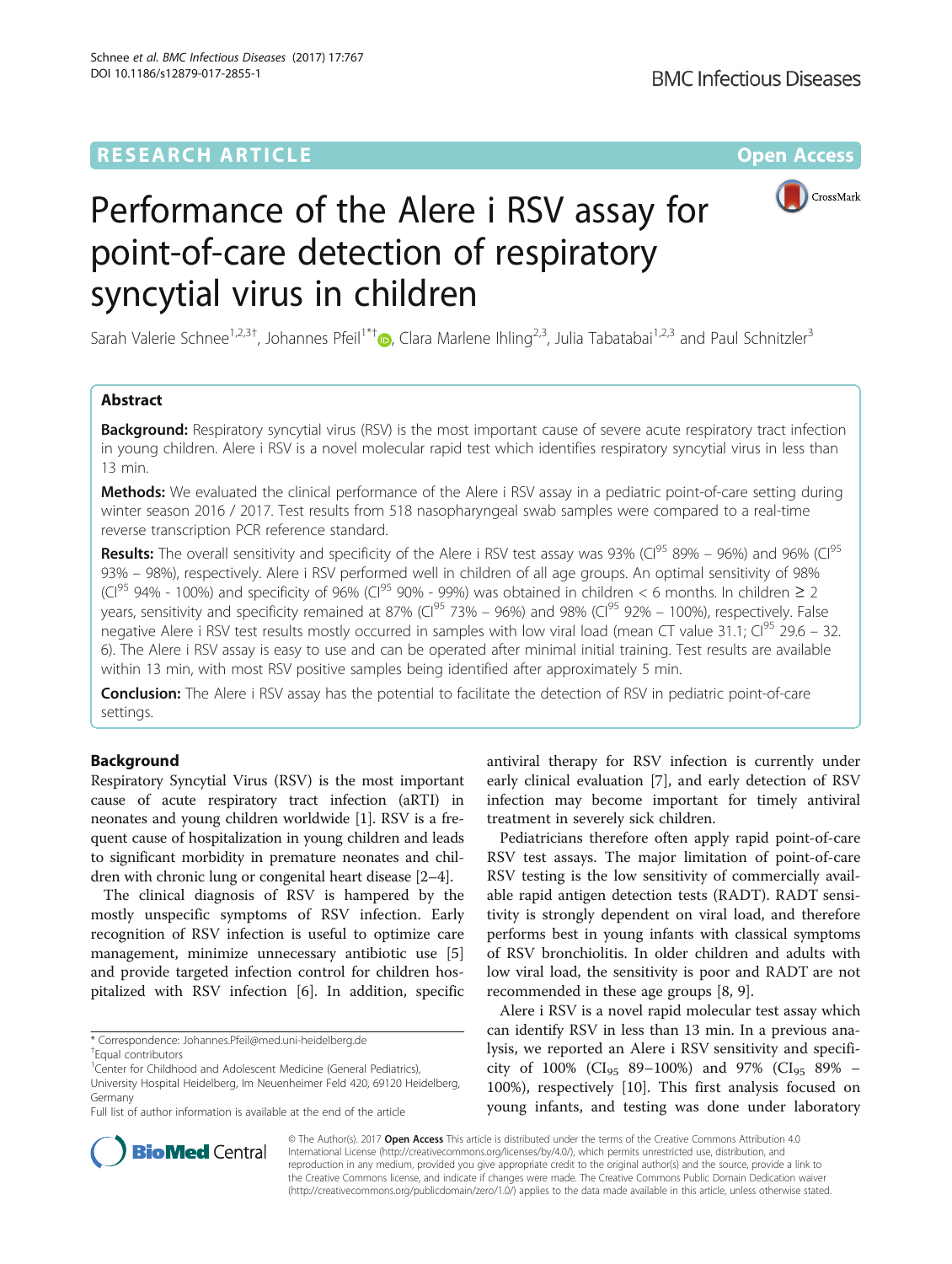# Performance of the Alere i RSV assay for point-of-care detection of respiratory syncytial virus in children

Sarah Valerie Schnee[1,2,3†], Johannes Pfeil[1*†], Clara Marlene Ihling[2,3], Julia Tabatabai[1,2,3] and Paul Schnitzler[3]

## Abstract

**Background:** Respiratory syncytial virus (RSV) is the most important cause of severe acute respiratory tract infection in young children. Alere i RSV is a novel molecular rapid test which identifies respiratory syncytial virus in less than 13 min.

**Methods:** We evaluated the clinical performance of the Alere i RSV assay in a pediatric point-of-care setting during winter season 2016 / 2017. Test results from 518 nasopharyngeal swab samples were compared to a real-time reverse transcription PCR reference standard.

**Results:** The overall sensitivity and specificity of the Alere i RSV test assay was 93% ($CI^{95}$ 89% – 96%) and 96% ($CI^{95}$ 93% – 98%), respectively. Alere i RSV performed well in children of all age groups. An optimal sensitivity of 98% ($CI^{95}$ 94% - 100%) and specificity of 96% ($CI^{95}$ 90% - 99%) was obtained in children < 6 months. In children ≥ 2 years, sensitivity and specificity remained at 87% ($CI^{95}$ 73% – 96%) and 98% ($CI^{95}$ 92% – 100%), respectively. False negative Alere i RSV test results mostly occurred in samples with low viral load (mean CT value 31.1; $CI^{95}$ 29.6 – 32.6). The Alere i RSV assay is easy to use and can be operated after minimal initial training. Test results are available within 13 min, with most RSV positive samples being identified after approximately 5 min.

**Conclusion:** The Alere i RSV assay has the potential to facilitate the detection of RSV in pediatric point-of-care settings.

## Background

Respiratory Syncytial Virus (RSV) is the most important cause of acute respiratory tract infection (aRTI) in neonates and young children worldwide [1]. RSV is a frequent cause of hospitalization in young children and leads to significant morbidity in premature neonates and children with chronic lung or congenital heart disease [2–4].

The clinical diagnosis of RSV is hampered by the mostly unspecific symptoms of RSV infection. Early recognition of RSV infection is useful to optimize care management, minimize unnecessary antibiotic use [5] and provide targeted infection control for children hospitalized with RSV infection [6]. In addition, specific antiviral therapy for RSV infection is currently under early clinical evaluation [7], and early detection of RSV infection may become important for timely antiviral treatment in severely sick children.

Pediatricians therefore often apply rapid point-of-care RSV test assays. The major limitation of point-of-care RSV testing is the low sensitivity of commercially available rapid antigen detection tests (RADT). RADT sensitivity is strongly dependent on viral load, and therefore performs best in young infants with classical symptoms of RSV bronchiolitis. In older children and adults with low viral load, the sensitivity is poor and RADT are not recommended in these age groups [8, 9].

Alere i RSV is a novel rapid molecular test assay which can identify RSV in less than 13 min. In a previous analysis, we reported an Alere i RSV sensitivity and specificity of 100% ($CI_{95}$ 89–100%) and 97% ($CI_{95}$ 89% – 100%), respectively [10]. This first analysis focused on young infants, and testing was done under laboratory

\* Correspondence: Johannes.Pfeil@med.uni-heidelberg.de
†Equal contributors
[1]Center for Childhood and Adolescent Medicine (General Pediatrics), University Hospital Heidelberg, Im Neuenheimer Feld 420, 69120 Heidelberg, Germany
Full list of author information is available at the end of the article

© The Author(s). 2017 **Open Access** This article is distributed under the terms of the Creative Commons Attribution 4.0 International License (http://creativecommons.org/licenses/by/4.0/), which permits unrestricted use, distribution, and reproduction in any medium, provided you give appropriate credit to the original author(s) and the source, provide a link to the Creative Commons license, and indicate if changes were made. The Creative Commons Public Domain Dedication waiver (http://creativecommons.org/publicdomain/zero/1.0/) applies to the data made available in this article, unless otherwise stated.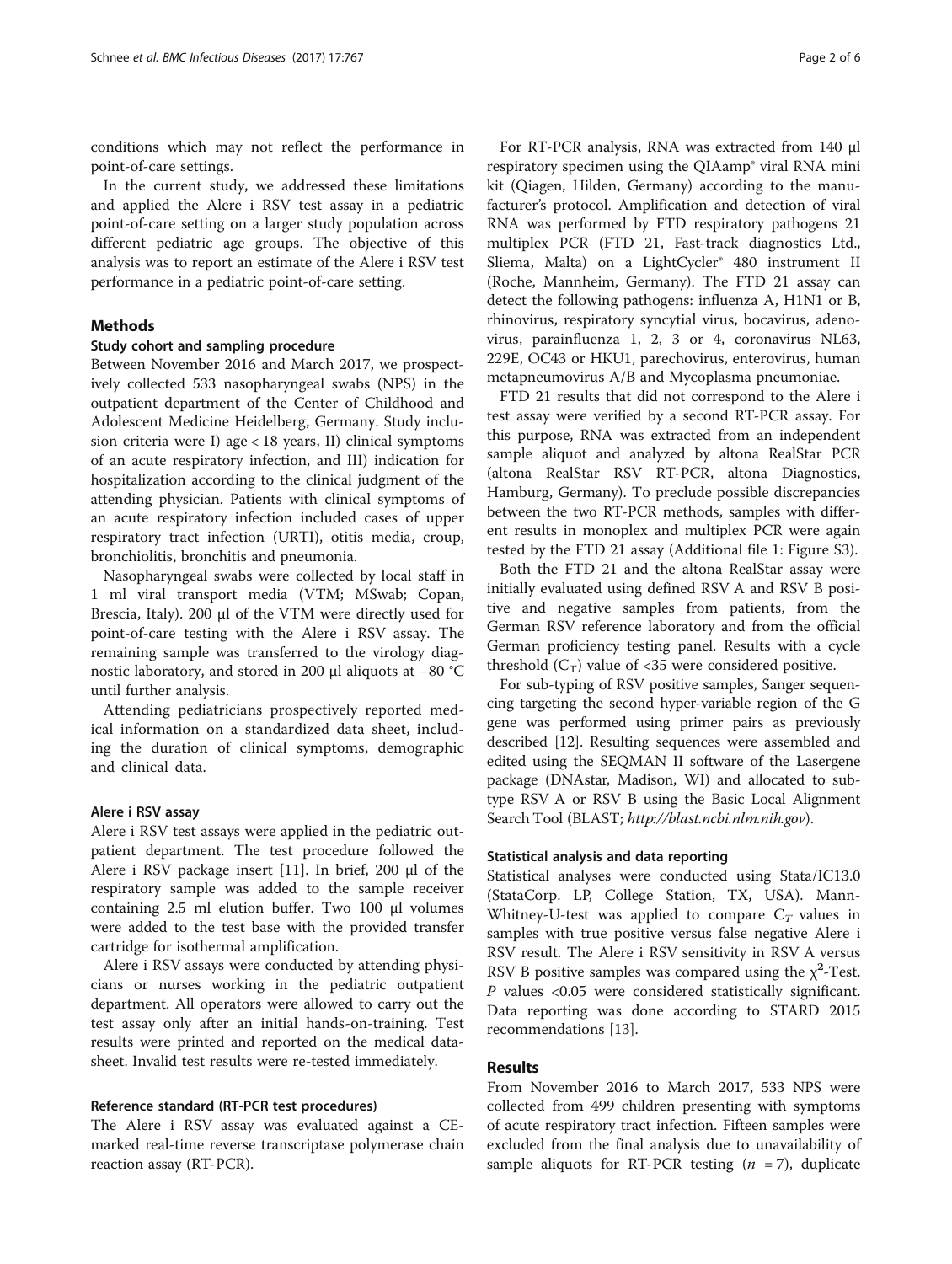conditions which may not reflect the performance in point-of-care settings.

In the current study, we addressed these limitations and applied the Alere i RSV test assay in a pediatric point-of-care setting on a larger study population across different pediatric age groups. The objective of this analysis was to report an estimate of the Alere i RSV test performance in a pediatric point-of-care setting.

## Methods

### Study cohort and sampling procedure

Between November 2016 and March 2017, we prospectively collected 533 nasopharyngeal swabs (NPS) in the outpatient department of the Center of Childhood and Adolescent Medicine Heidelberg, Germany. Study inclusion criteria were I) age < 18 years, II) clinical symptoms of an acute respiratory infection, and III) indication for hospitalization according to the clinical judgment of the attending physician. Patients with clinical symptoms of an acute respiratory infection included cases of upper respiratory tract infection (URTI), otitis media, croup, bronchiolitis, bronchitis and pneumonia.

Nasopharyngeal swabs were collected by local staff in 1 ml viral transport media (VTM; MSwab; Copan, Brescia, Italy). 200 μl of the VTM were directly used for point-of-care testing with the Alere i RSV assay. The remaining sample was transferred to the virology diagnostic laboratory, and stored in 200 μl aliquots at −80 °C until further analysis.

Attending pediatricians prospectively reported medical information on a standardized data sheet, including the duration of clinical symptoms, demographic and clinical data.

### Alere i RSV assay

Alere i RSV test assays were applied in the pediatric outpatient department. The test procedure followed the Alere i RSV package insert [11]. In brief, 200 μl of the respiratory sample was added to the sample receiver containing 2.5 ml elution buffer. Two 100 μl volumes were added to the test base with the provided transfer cartridge for isothermal amplification.

Alere i RSV assays were conducted by attending physicians or nurses working in the pediatric outpatient department. All operators were allowed to carry out the test assay only after an initial hands-on-training. Test results were printed and reported on the medical datasheet. Invalid test results were re-tested immediately.

### Reference standard (RT-PCR test procedures)

The Alere i RSV assay was evaluated against a CE-marked real-time reverse transcriptase polymerase chain reaction assay (RT-PCR).

For RT-PCR analysis, RNA was extracted from 140 μl respiratory specimen using the QIAamp® viral RNA mini kit (Qiagen, Hilden, Germany) according to the manufacturer's protocol. Amplification and detection of viral RNA was performed by FTD respiratory pathogens 21 multiplex PCR (FTD 21, Fast-track diagnostics Ltd., Sliema, Malta) on a LightCycler® 480 instrument II (Roche, Mannheim, Germany). The FTD 21 assay can detect the following pathogens: influenza A, H1N1 or B, rhinovirus, respiratory syncytial virus, bocavirus, adenovirus, parainfluenza 1, 2, 3 or 4, coronavirus NL63, 229E, OC43 or HKU1, parechovirus, enterovirus, human metapneumovirus A/B and Mycoplasma pneumoniae.

FTD 21 results that did not correspond to the Alere i test assay were verified by a second RT-PCR assay. For this purpose, RNA was extracted from an independent sample aliquot and analyzed by altona RealStar PCR (altona RealStar RSV RT-PCR, altona Diagnostics, Hamburg, Germany). To preclude possible discrepancies between the two RT-PCR methods, samples with different results in monoplex and multiplex PCR were again tested by the FTD 21 assay (Additional file 1: Figure S3).

Both the FTD 21 and the altona RealStar assay were initially evaluated using defined RSV A and RSV B positive and negative samples from patients, from the German RSV reference laboratory and from the official German proficiency testing panel. Results with a cycle threshold ($C_T$) value of <35 were considered positive.

For sub-typing of RSV positive samples, Sanger sequencing targeting the second hyper-variable region of the G gene was performed using primer pairs as previously described [12]. Resulting sequences were assembled and edited using the SEQMAN II software of the Lasergene package (DNAstar, Madison, WI) and allocated to subtype RSV A or RSV B using the Basic Local Alignment Search Tool (BLAST; *http://blast.ncbi.nlm.nih.gov*).

### Statistical analysis and data reporting

Statistical analyses were conducted using Stata/IC13.0 (StataCorp. LP, College Station, TX, USA). Mann-Whitney-U-test was applied to compare $C_T$ values in samples with true positive versus false negative Alere i RSV result. The Alere i RSV sensitivity in RSV A versus RSV B positive samples was compared using the $\chi^2$-Test. $P$ values <0.05 were considered statistically significant. Data reporting was done according to STARD 2015 recommendations [13].

## Results

From November 2016 to March 2017, 533 NPS were collected from 499 children presenting with symptoms of acute respiratory tract infection. Fifteen samples were excluded from the final analysis due to unavailability of sample aliquots for RT-PCR testing ($n$ = 7), duplicate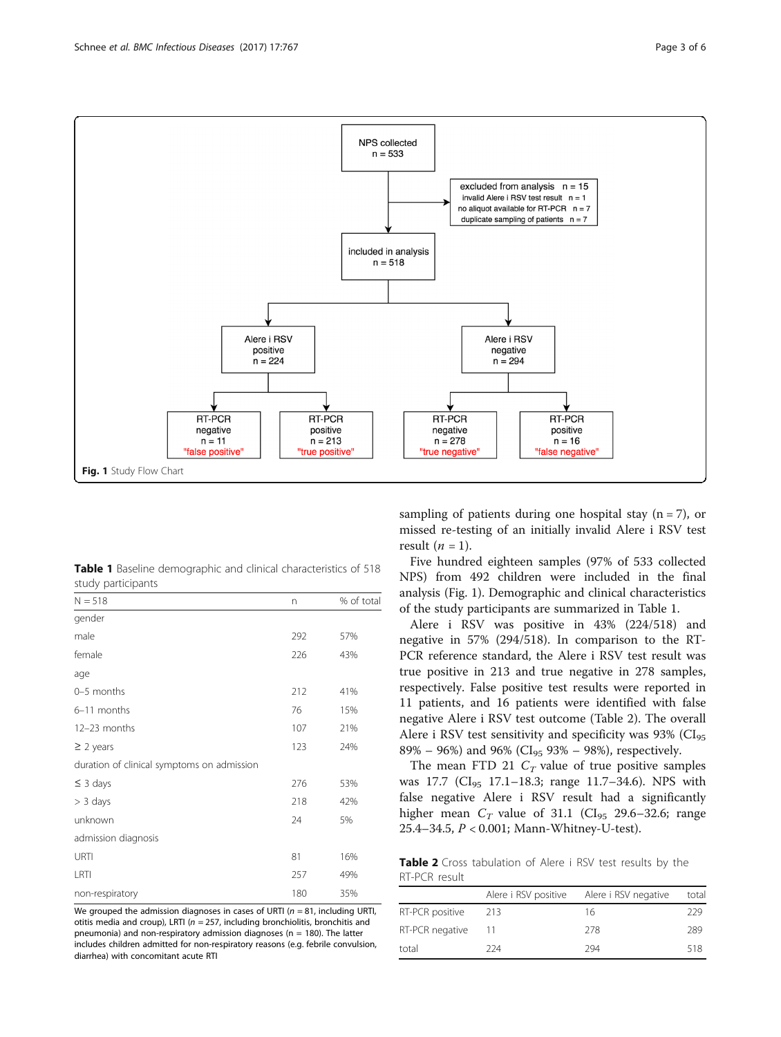Fig. 1 Study Flow Chart

**Table 1** Baseline demographic and clinical characteristics of 518 study participants

| N = 518 | n | % of total |
|---|---|---|
| gender | | |
| male | 292 | 57% |
| female | 226 | 43% |
| age | | |
| 0–5 months | 212 | 41% |
| 6–11 months | 76 | 15% |
| 12–23 months | 107 | 21% |
| ≥ 2 years | 123 | 24% |
| duration of clinical symptoms on admission | | |
| ≤ 3 days | 276 | 53% |
| > 3 days | 218 | 42% |
| unknown | 24 | 5% |
| admission diagnosis | | |
| URTI | 81 | 16% |
| LRTI | 257 | 49% |
| non-respiratory | 180 | 35% |

We grouped the admission diagnoses in cases of URTI ($n$ = 81, including URTI, otitis media and croup), LRTI ($n$ = 257, including bronchiolitis, bronchitis and pneumonia) and non-respiratory admission diagnoses (n = 180). The latter includes children admitted for non-respiratory reasons (e.g. febrile convulsion, diarrhea) with concomitant acute RTI

sampling of patients during one hospital stay (n = 7), or missed re-testing of an initially invalid Alere i RSV test result ($n$ = 1).

Five hundred eighteen samples (97% of 533 collected NPS) from 492 children were included in the final analysis (Fig. 1). Demographic and clinical characteristics of the study participants are summarized in Table 1.

Alere i RSV was positive in 43% (224/518) and negative in 57% (294/518). In comparison to the RT-PCR reference standard, the Alere i RSV test result was true positive in 213 and true negative in 278 samples, respectively. False positive test results were reported in 11 patients, and 16 patients were identified with false negative Alere i RSV test outcome (Table 2). The overall Alere i RSV test sensitivity and specificity was 93% ($CI_{95}$ 89% – 96%) and 96% ($CI_{95}$ 93% – 98%), respectively.

The mean FTD 21 $C_T$ value of true positive samples was 17.7 ($CI_{95}$ 17.1–18.3; range 11.7–34.6). NPS with false negative Alere i RSV result had a significantly higher mean $C_T$ value of 31.1 ($CI_{95}$ 29.6–32.6; range 25.4–34.5, $P < 0.001$; Mann-Whitney-U-test).

**Table 2** Cross tabulation of Alere i RSV test results by the RT-PCR result

| | Alere i RSV positive | Alere i RSV negative | total |
|---|---|---|---|
| RT-PCR positive | 213 | 16 | 229 |
| RT-PCR negative | 11 | 278 | 289 |
| total | 224 | 294 | 518 |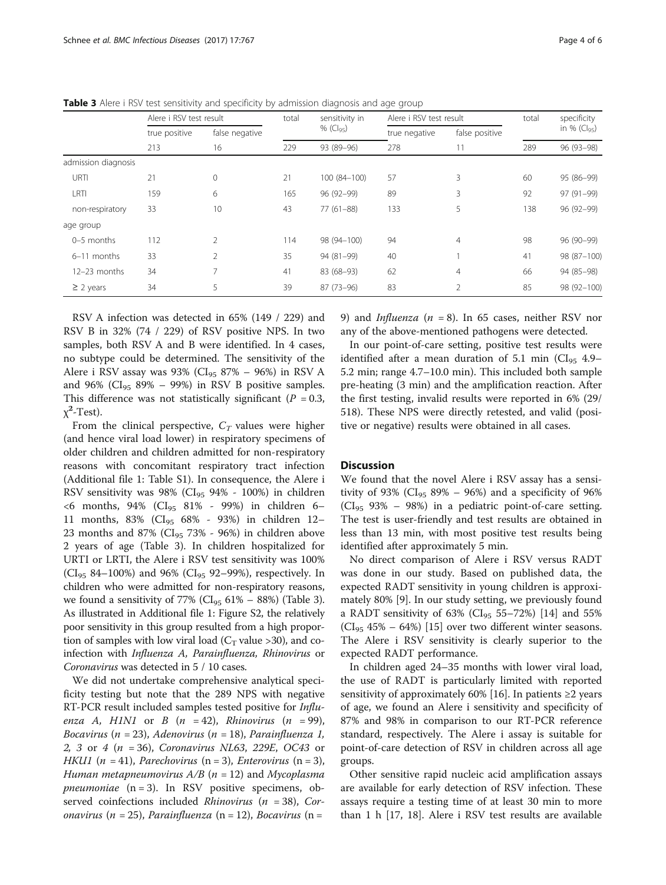**Table 3** Alere i RSV test sensitivity and specificity by admission diagnosis and age group

| | Alere i RSV test result | | total | sensitivity in % ($CI_{95}$) | Alere i RSV test result | | total | specificity in % ($CI_{95}$) |
|---|---|---|---|---|---|---|---|---|
| | true positive | false negative | | | true negative | false positive | | |
| | 213 | 16 | 229 | 93 (89–96) | 278 | 11 | 289 | 96 (93–98) |
| admission diagnosis | | | | | | | | |
| URTI | 21 | 0 | 21 | 100 (84–100) | 57 | 3 | 60 | 95 (86–99) |
| LRTI | 159 | 6 | 165 | 96 (92–99) | 89 | 3 | 92 | 97 (91–99) |
| non-respiratory | 33 | 10 | 43 | 77 (61–88) | 133 | 5 | 138 | 96 (92–99) |
| age group | | | | | | | | |
| 0–5 months | 112 | 2 | 114 | 98 (94–100) | 94 | 4 | 98 | 96 (90–99) |
| 6–11 months | 33 | 2 | 35 | 94 (81–99) | 40 | 1 | 41 | 98 (87–100) |
| 12–23 months | 34 | 7 | 41 | 83 (68–93) | 62 | 4 | 66 | 94 (85–98) |
| ≥ 2 years | 34 | 5 | 39 | 87 (73–96) | 83 | 2 | 85 | 98 (92–100) |

RSV A infection was detected in 65% (149 / 229) and RSV B in 32% (74 / 229) of RSV positive NPS. In two samples, both RSV A and B were identified. In 4 cases, no subtype could be determined. The sensitivity of the Alere i RSV assay was 93% ($CI_{95}$ 87% – 96%) in RSV A and 96% ($CI_{95}$ 89% – 99%) in RSV B positive samples. This difference was not statistically significant ($P = 0.3$, $\chi^2$-Test).

From the clinical perspective, $C_T$ values were higher (and hence viral load lower) in respiratory specimens of older children and children admitted for non-respiratory reasons with concomitant respiratory tract infection (Additional file 1: Table S1). In consequence, the Alere i RSV sensitivity was 98% ($CI_{95}$ 94% - 100%) in children <6 months, 94% ($CI_{95}$ 81% - 99%) in children 6–11 months, 83% ($CI_{95}$ 68% - 93%) in children 12–23 months and 87% ($CI_{95}$ 73% - 96%) in children above 2 years of age (Table 3). In children hospitalized for URTI or LRTI, the Alere i RSV test sensitivity was 100% ($CI_{95}$ 84–100%) and 96% ($CI_{95}$ 92–99%), respectively. In children who were admitted for non-respiratory reasons, we found a sensitivity of 77% ($CI_{95}$ 61% – 88%) (Table 3). As illustrated in Additional file 1: Figure S2, the relatively poor sensitivity in this group resulted from a high proportion of samples with low viral load ($C_T$ value >30), and co-infection with *Influenza A*, *Parainfluenza*, *Rhinovirus* or *Coronavirus* was detected in 5 / 10 cases.

We did not undertake comprehensive analytical specificity testing but note that the 289 NPS with negative RT-PCR result included samples tested positive for *Influenza A, H1N1* or *B* ($n = 42$), *Rhinovirus* ($n = 99$), *Bocavirus* ($n = 23$), *Adenovirus* ($n = 18$), *Parainfluenza 1, 2, 3* or *4* ($n = 36$), *Coronavirus NL63, 229E, OC43* or *HKU1* ($n = 41$), *Parechovirus* ($n = 3$), *Enterovirus* ($n = 3$), *Human metapneumovirus A/B* ($n = 12$) and *Mycoplasma pneumoniae* ($n = 3$). In RSV positive specimens, observed coinfections included *Rhinovirus* ($n = 38$), *Coronavirus* ($n = 25$), *Parainfluenza* ($n = 12$), *Bocavirus* ($n = 9$) and *Influenza* ($n = 8$). In 65 cases, neither RSV nor any of the above-mentioned pathogens were detected.

In our point-of-care setting, positive test results were identified after a mean duration of 5.1 min ($CI_{95}$ 4.9–5.2 min; range 4.7–10.0 min). This included both sample pre-heating (3 min) and the amplification reaction. After the first testing, invalid results were reported in 6% (29/518). These NPS were directly retested, and valid (positive or negative) results were obtained in all cases.

## Discussion

We found that the novel Alere i RSV assay has a sensitivity of 93% ($CI_{95}$ 89% – 96%) and a specificity of 96% ($CI_{95}$ 93% – 98%) in a pediatric point-of-care setting. The test is user-friendly and test results are obtained in less than 13 min, with most positive test results being identified after approximately 5 min.

No direct comparison of Alere i RSV versus RADT was done in our study. Based on published data, the expected RADT sensitivity in young children is approximately 80% [9]. In our study setting, we previously found a RADT sensitivity of 63% ($CI_{95}$ 55–72%) [14] and 55% ($CI_{95}$ 45% – 64%) [15] over two different winter seasons. The Alere i RSV sensitivity is clearly superior to the expected RADT performance.

In children aged 24–35 months with lower viral load, the use of RADT is particularly limited with reported sensitivity of approximately 60% [16]. In patients ≥2 years of age, we found an Alere i sensitivity and specificity of 87% and 98% in comparison to our RT-PCR reference standard, respectively. The Alere i assay is suitable for point-of-care detection of RSV in children across all age groups.

Other sensitive rapid nucleic acid amplification assays are available for early detection of RSV infection. These assays require a testing time of at least 30 min to more than 1 h [17, 18]. Alere i RSV test results are available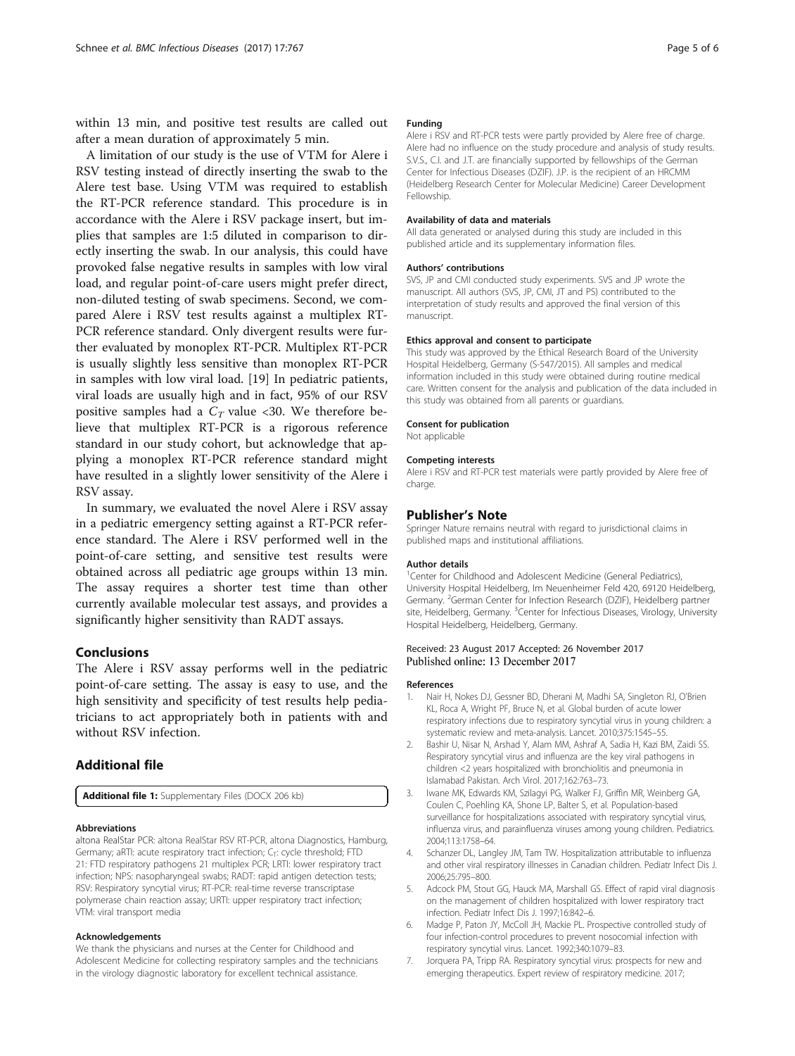within 13 min, and positive test results are called out after a mean duration of approximately 5 min.

A limitation of our study is the use of VTM for Alere i RSV testing instead of directly inserting the swab to the Alere test base. Using VTM was required to establish the RT-PCR reference standard. This procedure is in accordance with the Alere i RSV package insert, but implies that samples are 1:5 diluted in comparison to directly inserting the swab. In our analysis, this could have provoked false negative results in samples with low viral load, and regular point-of-care users might prefer direct, non-diluted testing of swab specimens. Second, we compared Alere i RSV test results against a multiplex RT-PCR reference standard. Only divergent results were further evaluated by monoplex RT-PCR. Multiplex RT-PCR is usually slightly less sensitive than monoplex RT-PCR in samples with low viral load. [19] In pediatric patients, viral loads are usually high and in fact, 95% of our RSV positive samples had a $C_T$ value <30. We therefore believe that multiplex RT-PCR is a rigorous reference standard in our study cohort, but acknowledge that applying a monoplex RT-PCR reference standard might have resulted in a slightly lower sensitivity of the Alere i RSV assay.

In summary, we evaluated the novel Alere i RSV assay in a pediatric emergency setting against a RT-PCR reference standard. The Alere i RSV performed well in the point-of-care setting, and sensitive test results were obtained across all pediatric age groups within 13 min. The assay requires a shorter test time than other currently available molecular test assays, and provides a significantly higher sensitivity than RADT assays.

## Conclusions

The Alere i RSV assay performs well in the pediatric point-of-care setting. The assay is easy to use, and the high sensitivity and specificity of test results help pediatricians to act appropriately both in patients with and without RSV infection.

## Additional file

**Additional file 1:** Supplementary Files (DOCX 206 kb)

#### Abbreviations

altona RealStar PCR: altona RealStar RSV RT-PCR, altona Diagnostics, Hamburg, Germany; aRTI: acute respiratory tract infection; $C_T$: cycle threshold; FTD 21: FTD respiratory pathogens 21 multiplex PCR; LRTI: lower respiratory tract infection; NPS: nasopharyngeal swabs; RADT: rapid antigen detection tests; RSV: Respiratory syncytial virus; RT-PCR: real-time reverse transcriptase polymerase chain reaction assay; URTI: upper respiratory tract infection; VTM: viral transport media

#### Acknowledgements

We thank the physicians and nurses at the Center for Childhood and Adolescent Medicine for collecting respiratory samples and the technicians in the virology diagnostic laboratory for excellent technical assistance.

#### Funding

Alere i RSV and RT-PCR tests were partly provided by Alere free of charge. Alere had no influence on the study procedure and analysis of study results. S.V.S., C.I. and J.T. are financially supported by fellowships of the German Center for Infectious Diseases (DZIF). J.P. is the recipient of an HRCMM (Heidelberg Research Center for Molecular Medicine) Career Development Fellowship.

#### Availability of data and materials

All data generated or analysed during this study are included in this published article and its supplementary information files.

#### Authors' contributions

SVS, JP and CMI conducted study experiments. SVS and JP wrote the manuscript. All authors (SVS, JP, CMI, JT and PS) contributed to the interpretation of study results and approved the final version of this manuscript.

#### Ethics approval and consent to participate

This study was approved by the Ethical Research Board of the University Hospital Heidelberg, Germany (S-547/2015). All samples and medical information included in this study were obtained during routine medical care. Written consent for the analysis and publication of the data included in this study was obtained from all parents or guardians.

#### Consent for publication

Not applicable

#### Competing interests

Alere i RSV and RT-PCR test materials were partly provided by Alere free of charge.

## Publisher's Note

Springer Nature remains neutral with regard to jurisdictional claims in published maps and institutional affiliations.

#### Author details

[1]Center for Childhood and Adolescent Medicine (General Pediatrics), University Hospital Heidelberg, Im Neuenheimer Feld 420, 69120 Heidelberg, Germany. [2]German Center for Infection Research (DZIF), Heidelberg partner site, Heidelberg, Germany. [3]Center for Infectious Diseases, Virology, University Hospital Heidelberg, Heidelberg, Germany.

Received: 23 August 2017 Accepted: 26 November 2017
Published online: 13 December 2017

#### References

1. Nair H, Nokes DJ, Gessner BD, Dherani M, Madhi SA, Singleton RJ, O'Brien KL, Roca A, Wright PF, Bruce N, et al. Global burden of acute lower respiratory infections due to respiratory syncytial virus in young children: a systematic review and meta-analysis. Lancet. 2010;375:1545–55.
2. Bashir U, Nisar N, Arshad Y, Alam MM, Ashraf A, Sadia H, Kazi BM, Zaidi SS. Respiratory syncytial virus and influenza are the key viral pathogens in children <2 years hospitalized with bronchiolitis and pneumonia in Islamabad Pakistan. Arch Virol. 2017;162:763–73.
3. Iwane MK, Edwards KM, Szilagyi PG, Walker FJ, Griffin MR, Weinberg GA, Coulen C, Poehling KA, Shone LP, Balter S, et al. Population-based surveillance for hospitalizations associated with respiratory syncytial virus, influenza virus, and parainfluenza viruses among young children. Pediatrics. 2004;113:1758–64.
4. Schanzer DL, Langley JM, Tam TW. Hospitalization attributable to influenza and other viral respiratory illnesses in Canadian children. Pediatr Infect Dis J. 2006;25:795–800.
5. Adcock PM, Stout GG, Hauck MA, Marshall GS. Effect of rapid viral diagnosis on the management of children hospitalized with lower respiratory tract infection. Pediatr Infect Dis J. 1997;16:842–6.
6. Madge P, Paton JY, McColl JH, Mackie PL. Prospective controlled study of four infection-control procedures to prevent nosocomial infection with respiratory syncytial virus. Lancet. 1992;340:1079–83.
7. Jorquera PA, Tripp RA. Respiratory syncytial virus: prospects for new and emerging therapeutics. Expert review of respiratory medicine. 2017;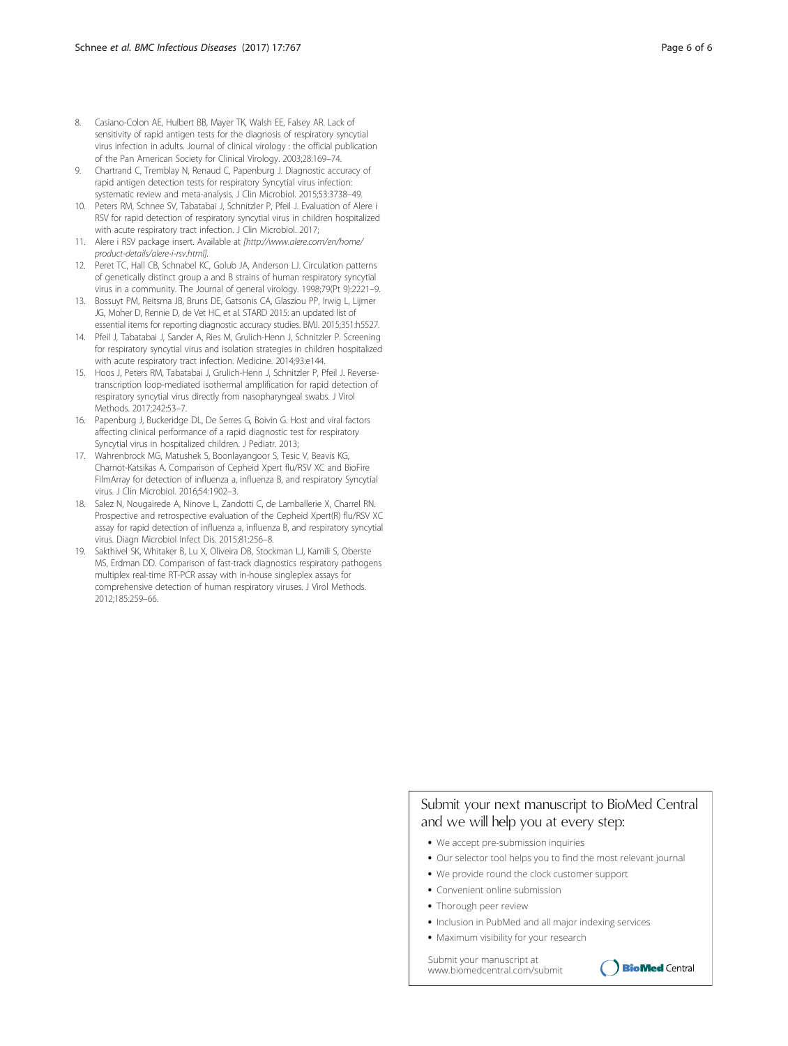8. Casiano-Colon AE, Hulbert BB, Mayer TK, Walsh EE, Falsey AR. Lack of sensitivity of rapid antigen tests for the diagnosis of respiratory syncytial virus infection in adults. Journal of clinical virology : the official publication of the Pan American Society for Clinical Virology. 2003;28:169–74.
9. Chartrand C, Tremblay N, Renaud C, Papenburg J. Diagnostic accuracy of rapid antigen detection tests for respiratory Syncytial virus infection: systematic review and meta-analysis. J Clin Microbiol. 2015;53:3738–49.
10. Peters RM, Schnee SV, Tabatabai J, Schnitzler P, Pfeil J. Evaluation of Alere i RSV for rapid detection of respiratory syncytial virus in children hospitalized with acute respiratory tract infection. J Clin Microbiol. 2017;
11. Alere i RSV package insert. Available at *[http://www.alere.com/en/home/product-details/alere-i-rsv.html]*.
12. Peret TC, Hall CB, Schnabel KC, Golub JA, Anderson LJ. Circulation patterns of genetically distinct group a and B strains of human respiratory syncytial virus in a community. The Journal of general virology. 1998;79(Pt 9):2221–9.
13. Bossuyt PM, Reitsma JB, Bruns DE, Gatsonis CA, Glasziou PP, Irwig L, Lijmer JG, Moher D, Rennie D, de Vet HC, et al. STARD 2015: an updated list of essential items for reporting diagnostic accuracy studies. BMJ. 2015;351:h5527.
14. Pfeil J, Tabatabai J, Sander A, Ries M, Grulich-Henn J, Schnitzler P. Screening for respiratory syncytial virus and isolation strategies in children hospitalized with acute respiratory tract infection. Medicine. 2014;93:e144.
15. Hoos J, Peters RM, Tabatabai J, Grulich-Henn J, Schnitzler P, Pfeil J. Reverse-transcription loop-mediated isothermal amplification for rapid detection of respiratory syncytial virus directly from nasopharyngeal swabs. J Virol Methods. 2017;242:53–7.
16. Papenburg J, Buckeridge DL, De Serres G, Boivin G. Host and viral factors affecting clinical performance of a rapid diagnostic test for respiratory Syncytial virus in hospitalized children. J Pediatr. 2013;
17. Wahrenbrock MG, Matushek S, Boonlayangoor S, Tesic V, Beavis KG, Charnot-Katsikas A. Comparison of Cepheid Xpert flu/RSV XC and BioFire FilmArray for detection of influenza a, influenza B, and respiratory Syncytial virus. J Clin Microbiol. 2016;54:1902–3.
18. Salez N, Nougairede A, Ninove L, Zandotti C, de Lamballerie X, Charrel RN. Prospective and retrospective evaluation of the Cepheid Xpert(R) flu/RSV XC assay for rapid detection of influenza a, influenza B, and respiratory syncytial virus. Diagn Microbiol Infect Dis. 2015;81:256–8.
19. Sakthivel SK, Whitaker B, Lu X, Oliveira DB, Stockman LJ, Kamili S, Oberste MS, Erdman DD. Comparison of fast-track diagnostics respiratory pathogens multiplex real-time RT-PCR assay with in-house singleplex assays for comprehensive detection of human respiratory viruses. J Virol Methods. 2012;185:259–66.

Submit your next manuscript to BioMed Central and we will help you at every step:

- We accept pre-submission inquiries
- Our selector tool helps you to find the most relevant journal
- We provide round the clock customer support
- Convenient online submission
- Thorough peer review
- Inclusion in PubMed and all major indexing services
- Maximum visibility for your research

Submit your manuscript at www.biomedcentral.com/submit

BioMed Central